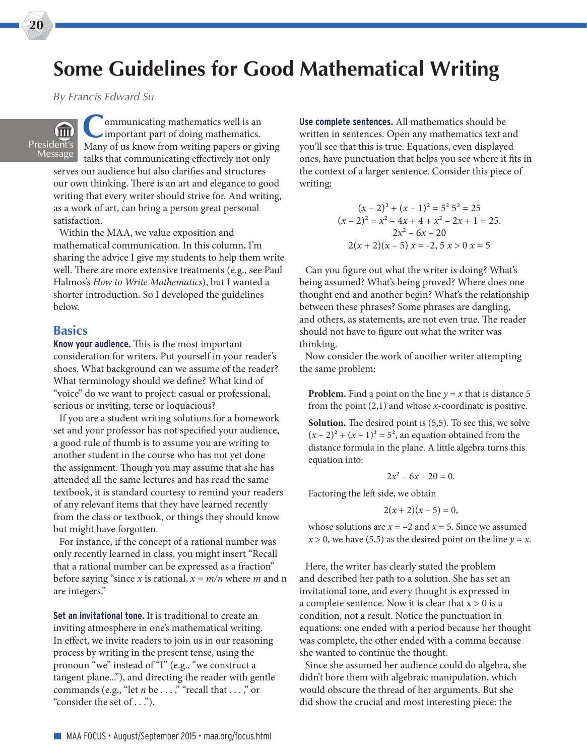# Some Guidelines for Good Mathematical Writing

*By Francis Edward Su*

President's Message

Communicating mathematics well is an important part of doing mathematics. Many of us know from writing papers or giving talks that communicating effectively not only serves our audience but also clarifies and structures our own thinking. There is an art and elegance to good writing that every writer should strive for. And writing, as a work of art, can bring a person great personal satisfaction.

Within the MAA, we value exposition and mathematical communication. In this column, I'm sharing the advice I give my students to help them write well. There are more extensive treatments (e.g., see Paul Halmos's *How to Write Mathematics*), but I wanted a shorter introduction. So I developed the guidelines below.

## Basics

**Know your audience.** This is the most important consideration for writers. Put yourself in your reader's shoes. What background can we assume of the reader? What terminology should we define? What kind of "voice" do we want to project: casual or professional, serious or inviting, terse or loquacious?

If you are a student writing solutions for a homework set and your professor has not specified your audience, a good rule of thumb is to assume you are writing to another student in the course who has not yet done the assignment. Though you may assume that she has attended all the same lectures and has read the same textbook, it is standard courtesy to remind your readers of any relevant items that they have learned recently from the class or textbook, or things they should know but might have forgotten.

For instance, if the concept of a rational number was only recently learned in class, you might insert "Recall that a rational number can be expressed as a fraction" before saying "since $x$ is rational, $x = m/n$ where $m$ and n are integers."

**Set an invitational tone.** It is traditional to create an inviting atmosphere in one's mathematical writing. In effect, we invite readers to join us in our reasoning process by writing in the present tense, using the pronoun "we" instead of "I" (e.g., "we construct a tangent plane..."), and directing the reader with gentle commands (e.g., "let $n$ be . . . ," "recall that . . . ," or "consider the set of . . .").

**Use complete sentences.** All mathematics should be written in sentences. Open any mathematics text and you'll see that this is true. Equations, even displayed ones, have punctuation that helps you see where it fits in the context of a larger sentence. Consider this piece of writing:

$$(x-2)^2 + (x-1)^2 = 5^2 \; 5^2 = 25$$
$$(x-2)^2 = x^2 - 4x + 4 + x^2 - 2x + 1 = 25.$$
$$2x^2 - 6x - 20$$
$$2(x+2)(x-5) \; x = \text{-}2, 5 \; x > 0 \; x = 5$$

Can you figure out what the writer is doing? What's being assumed? What's being proved? Where does one thought end and another begin? What's the relationship between these phrases? Some phrases are dangling, and others, as statements, are not even true. The reader should not have to figure out what the writer was thinking.

Now consider the work of another writer attempting the same problem:

> **Problem.** Find a point on the line $y = x$ that is distance 5 from the point (2,1) and whose $x$-coordinate is positive.
>
> **Solution.** The desired point is (5,5). To see this, we solve $(x-2)^2 + (x-1)^2 = 5^2$, an equation obtained from the distance formula in the plane. A little algebra turns this equation into:
>
> $$2x^2 - 6x - 20 = 0.$$
>
> Factoring the left side, we obtain
>
> $$2(x+2)(x-5) = 0,$$
>
> whose solutions are $x = -2$ and $x = 5$. Since we assumed $x > 0$, we have (5,5) as the desired point on the line $y = x$.

Here, the writer has clearly stated the problem and described her path to a solution. She has set an invitational tone, and every thought is expressed in a complete sentence. Now it is clear that x > 0 is a condition, not a result. Notice the punctuation in equations: one ended with a period because her thought was complete, the other ended with a comma because she wanted to continue the thought.

Since she assumed her audience could do algebra, she didn't bore them with algebraic manipulation, which would obscure the thread of her arguments. But she did show the crucial and most interesting piece: the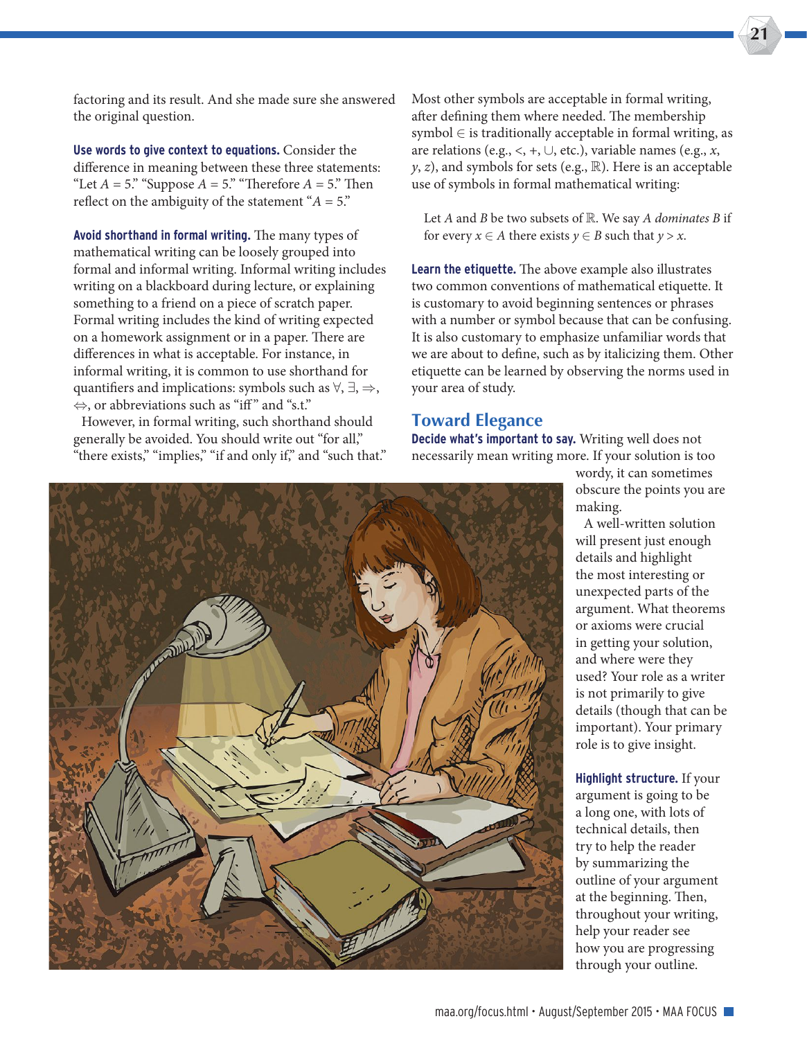factoring and its result. And she made sure she answered the original question.

**Use words to give context to equations.** Consider the difference in meaning between these three statements: "Let $A = 5$." "Suppose $A = 5$." "Therefore $A = 5$." Then reflect on the ambiguity of the statement "$A = 5$."

**Avoid shorthand in formal writing.** The many types of mathematical writing can be loosely grouped into formal and informal writing. Informal writing includes writing on a blackboard during lecture, or explaining something to a friend on a piece of scratch paper. Formal writing includes the kind of writing expected on a homework assignment or in a paper. There are differences in what is acceptable. For instance, in informal writing, it is common to use shorthand for quantifiers and implications: symbols such as $\forall$, $\exists$, $\Rightarrow$, $\Leftrightarrow$, or abbreviations such as "iff" and "s.t."

However, in formal writing, such shorthand should generally be avoided. You should write out "for all," "there exists," "implies," "if and only if," and "such that." Most other symbols are acceptable in formal writing, after defining them where needed. The membership symbol $\in$ is traditionally acceptable in formal writing, as are relations (e.g., $<$, $+$, $\cup$, etc.), variable names (e.g., $x$, $y$, $z$), and symbols for sets (e.g., $\mathbb{R}$). Here is an acceptable use of symbols in formal mathematical writing:

> Let $A$ and $B$ be two subsets of $\mathbb{R}$. We say *$A$ dominates $B$* if for every $x \in A$ there exists $y \in B$ such that $y > x$.

**Learn the etiquette.** The above example also illustrates two common conventions of mathematical etiquette. It is customary to avoid beginning sentences or phrases with a number or symbol because that can be confusing. It is also customary to emphasize unfamiliar words that we are about to define, such as by italicizing them. Other etiquette can be learned by observing the norms used in your area of study.

## Toward Elegance

**Decide what's important to say.** Writing well does not necessarily mean writing more. If your solution is too wordy, it can sometimes obscure the points you are making.

A well-written solution will present just enough details and highlight the most interesting or unexpected parts of the argument. What theorems or axioms were crucial in getting your solution, and where were they used? Your role as a writer is not primarily to give details (though that can be important). Your primary role is to give insight.

**Highlight structure.** If your argument is going to be a long one, with lots of technical details, then try to help the reader by summarizing the outline of your argument at the beginning. Then, throughout your writing, help your reader see how you are progressing through your outline.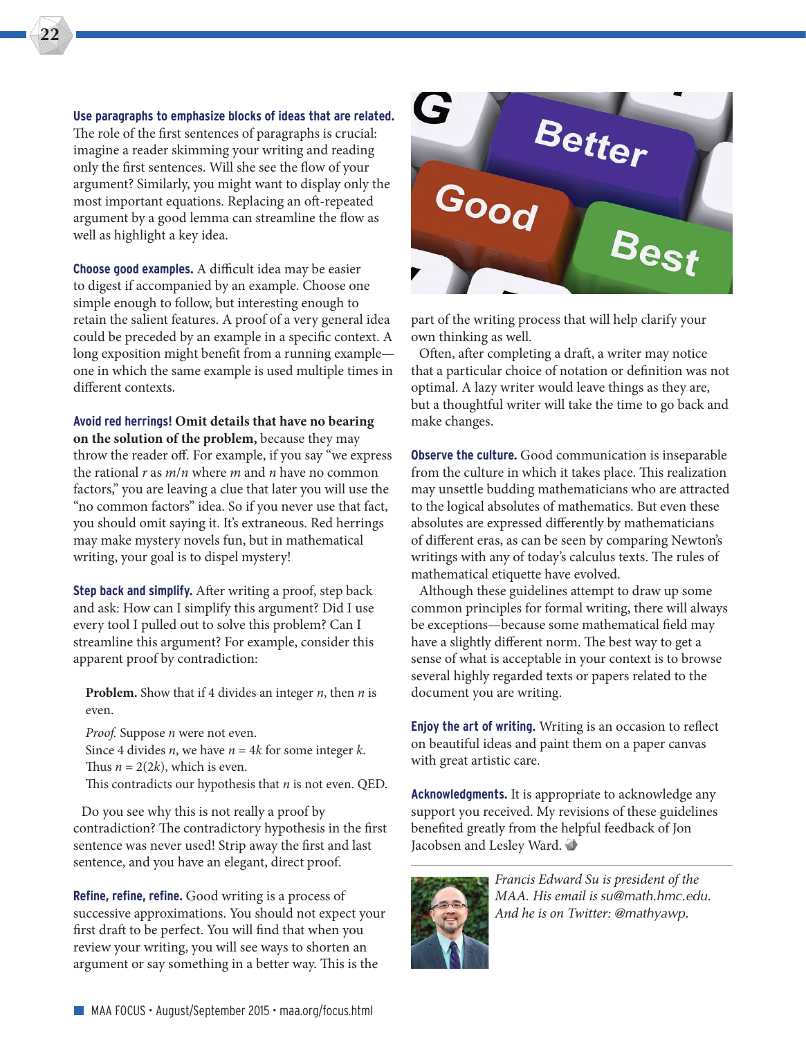**Use paragraphs to emphasize blocks of ideas that are related.** The role of the first sentences of paragraphs is crucial: imagine a reader skimming your writing and reading only the first sentences. Will she see the flow of your argument? Similarly, you might want to display only the most important equations. Replacing an oft-repeated argument by a good lemma can streamline the flow as well as highlight a key idea.

**Choose good examples.** A difficult idea may be easier to digest if accompanied by an example. Choose one simple enough to follow, but interesting enough to retain the salient features. A proof of a very general idea could be preceded by an example in a specific context. A long exposition might benefit from a running example—one in which the same example is used multiple times in different contexts.

**Avoid red herrings! Omit details that have no bearing on the solution of the problem,** because they may throw the reader off. For example, if you say "we express the rational $r$ as $m/n$ where $m$ and $n$ have no common factors," you are leaving a clue that later you will use the "no common factors" idea. So if you never use that fact, you should omit saying it. It's extraneous. Red herrings may make mystery novels fun, but in mathematical writing, your goal is to dispel mystery!

**Step back and simplify.** After writing a proof, step back and ask: How can I simplify this argument? Did I use every tool I pulled out to solve this problem? Can I streamline this argument? For example, consider this apparent proof by contradiction:

> **Problem.** Show that if 4 divides an integer $n$, then $n$ is even.
>
> *Proof.* Suppose $n$ were not even.
> Since 4 divides $n$, we have $n = 4k$ for some integer $k$.
> Thus $n = 2(2k)$, which is even.
> This contradicts our hypothesis that $n$ is not even. QED.

Do you see why this is not really a proof by contradiction? The contradictory hypothesis in the first sentence was never used! Strip away the first and last sentence, and you have an elegant, direct proof.

**Refine, refine, refine.** Good writing is a process of successive approximations. You should not expect your first draft to be perfect. You will find that when you review your writing, you will see ways to shorten an argument or say something in a better way. This is the part of the writing process that will help clarify your own thinking as well.

Often, after completing a draft, a writer may notice that a particular choice of notation or definition was not optimal. A lazy writer would leave things as they are, but a thoughtful writer will take the time to go back and make changes.

**Observe the culture.** Good communication is inseparable from the culture in which it takes place. This realization may unsettle budding mathematicians who are attracted to the logical absolutes of mathematics. But even these absolutes are expressed differently by mathematicians of different eras, as can be seen by comparing Newton's writings with any of today's calculus texts. The rules of mathematical etiquette have evolved.

Although these guidelines attempt to draw up some common principles for formal writing, there will always be exceptions—because some mathematical field may have a slightly different norm. The best way to get a sense of what is acceptable in your context is to browse several highly regarded texts or papers related to the document you are writing.

**Enjoy the art of writing.** Writing is an occasion to reflect on beautiful ideas and paint them on a paper canvas with great artistic care.

**Acknowledgments.** It is appropriate to acknowledge any support you received. My revisions of these guidelines benefited greatly from the helpful feedback of Jon Jacobsen and Lesley Ward.

*Francis Edward Su is president of the MAA. His email is su@math.hmc.edu. And he is on Twitter: @mathyawp.*